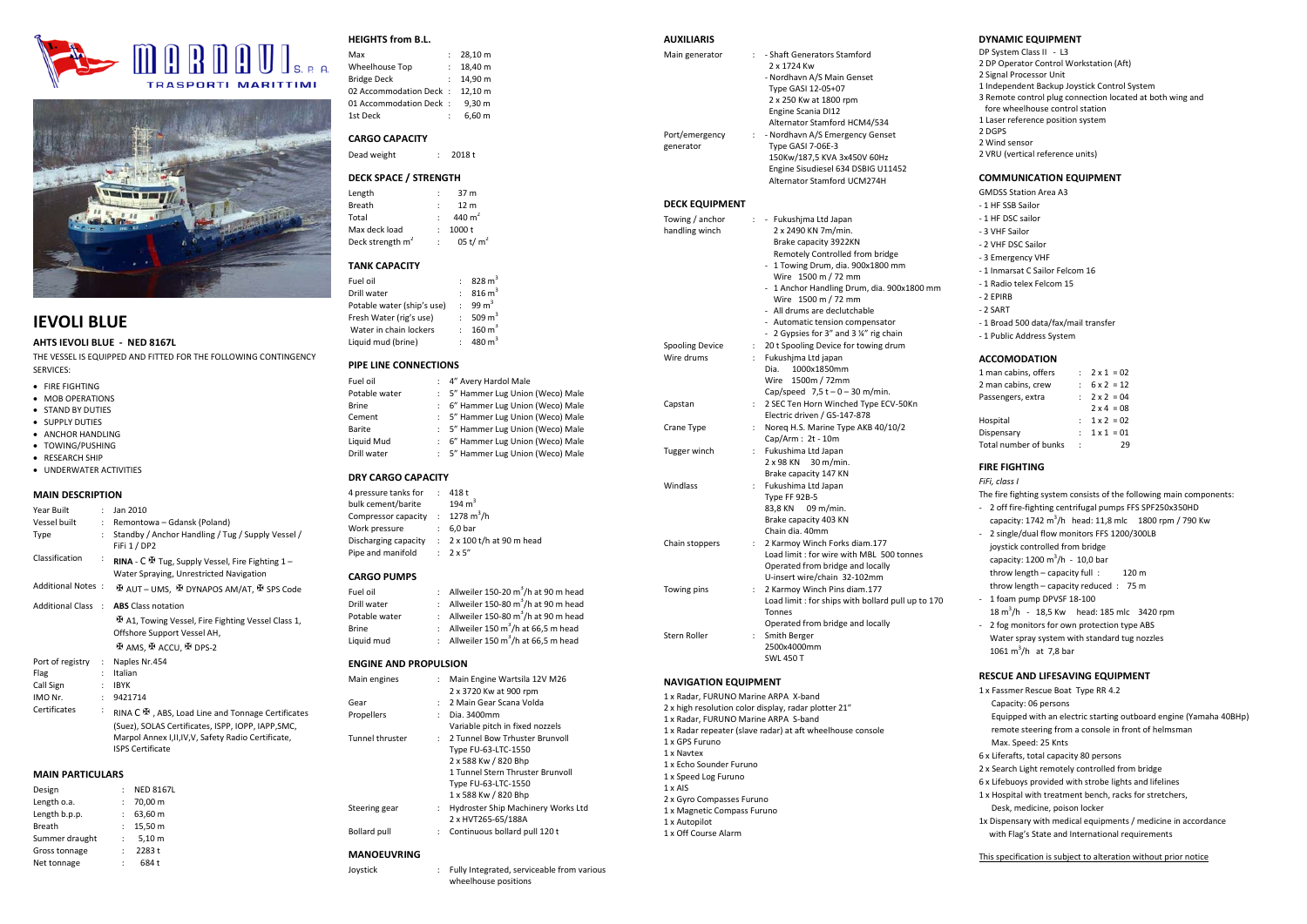MARNAVI S.P.A.
TRASPORTI MARITTIMI

# IEVOLI BLUE

### AHTS IEVOLI BLUE - NED 8167L

THE VESSEL IS EQUIPPED AND FITTED FOR THE FOLLOWING CONTINGENCY SERVICES:

- FIRE FIGHTING
- MOB OPERATIONS
- STAND BY DUTIES
- SUPPLY DUTIES
- ANCHOR HANDLING
- TOWING/PUSHING
- RESEARCH SHIP
- UNDERWATER ACTIVITIES

## MAIN DESCRIPTION

| | | |
|---|---|---|
| Year Built | : | Jan 2010 |
| Vessel built | : | Remontowa – Gdansk (Poland) |
| Type | : | Standby / Anchor Handling / Tug / Supply Vessel / FiFi 1 / DP2 |
| Classification | : | **RINA** - C ✠ Tug, Supply Vessel, Fire Fighting 1 – Water Spraying, Unrestricted Navigation |
| Additional Notes | : | ✠ AUT – UMS, ✠ DYNAPOS AM/AT, ✠ SPS Code |
| Additional Class | : | **ABS** Class notation<br>✠ A1, Towing Vessel, Fire Fighting Vessel Class 1, Offshore Support Vessel AH,<br>✠ AMS, ✠ ACCU, ✠ DPS-2 |
| Port of registry | : | Naples Nr.454 |
| Flag | : | Italian |
| Call Sign | : | IBYK |
| IMO Nr. | : | 9421714 |
| Certificates | : | RINA C ✠ , ABS, Load Line and Tonnage Certificates (Suez), SOLAS Certificates, ISPP, IOPP, IAPP,SMC, Marpol Annex I,II,IV,V, Safety Radio Certificate, ISPS Certificate |

## MAIN PARTICULARS

| | | |
|---|---|---|
| Design | : | NED 8167L |
| Length o.a. | : | 70,00 m |
| Length b.p.p. | : | 63,60 m |
| Breath | : | 15,50 m |
| Summer draught | : | 5,10 m |
| Gross tonnage | : | 2283 t |
| Net tonnage | : | 684 t |

## HEIGHTS from B.L.

| | | |
|---|---|---|
| Max | : | 28,10 m |
| Wheelhouse Top | : | 18,40 m |
| Bridge Deck | : | 14,90 m |
| 02 Accommodation Deck | : | 12,10 m |
| 01 Accommodation Deck | : | 9,30 m |
| 1st Deck | : | 6,60 m |

## CARGO CAPACITY

| | | |
|---|---|---|
| Dead weight | : | 2018 t |

## DECK SPACE / STRENGTH

| | | |
|---|---|---|
| Length | : | 37 m |
| Breath | : | 12 m |
| Total | : | 440 $m^2$ |
| Max deck load | : | 1000 t |
| Deck strength $m^2$ | : | 05 t/ $m^2$ |

## TANK CAPACITY

| | | |
|---|---|---|
| Fuel oil | : | 828 $m^3$ |
| Drill water | : | 816 $m^3$ |
| Potable water (ship's use) | : | 99 $m^3$ |
| Fresh Water (rig's use) | : | 509 $m^3$ |
| Water in chain lockers | : | 160 $m^3$ |
| Liquid mud (brine) | : | 480 $m^3$ |

## PIPE LINE CONNECTIONS

| | | |
|---|---|---|
| Fuel oil | : | 4" Avery Hardol Male |
| Potable water | : | 5" Hammer Lug Union (Weco) Male |
| Brine | : | 6" Hammer Lug Union (Weco) Male |
| Cement | : | 5" Hammer Lug Union (Weco) Male |
| Barite | : | 5" Hammer Lug Union (Weco) Male |
| Liquid Mud | : | 6" Hammer Lug Union (Weco) Male |
| Drill water | : | 5" Hammer Lug Union (Weco) Male |

## DRY CARGO CAPACITY

| | | |
|---|---|---|
| 4 pressure tanks for bulk cement/barite | : | 418 t<br>194 $m^3$ |
| Compressor capacity | : | 1278 $m^3$/h |
| Work pressure | : | 6,0 bar |
| Discharging capacity | : | 2 x 100 t/h at 90 m head |
| Pipe and manifold | : | 2 x 5" |

## CARGO PUMPS

| | | |
|---|---|---|
| Fuel oil | : | Allweiler 150-20 $m^3$/h at 90 m head |
| Drill water | : | Allweiler 150-80 $m^3$/h at 90 m head |
| Potable water | : | Allweiler 150-80 $m^3$/h at 90 m head |
| Brine | : | Allweiler 150 $m^3$/h at 66,5 m head |
| Liquid mud | : | Allweiler 150 $m^3$/h at 66,5 m head |

## ENGINE AND PROPULSION

| | | |
|---|---|---|
| Main engines | : | Main Engine Wartsila 12V M26<br>2 x 3720 Kw at 900 rpm |
| Gear | : | 2 Main Gear Scana Volda |
| Propellers | : | Dia. 3400mm<br>Variable pitch in fixed nozzels |
| Tunnel thruster | : | 2 Tunnel Bow Trhuster Brunvoll<br>Type FU-63-LTC-1550<br>2 x 588 Kw / 820 Bhp<br>1 Tunnel Stern Thruster Brunvoll<br>Type FU-63-LTC-1550<br>1 x 588 Kw / 820 Bhp |
| Steering gear | : | Hydroster Ship Machinery Works Ltd<br>2 x HVT265-65/188A |
| Bollard pull | : | Continuous bollard pull 120 t |

## MANOEUVRING

| | | |
|---|---|---|
| Joystick | : | Fully Integrated, serviceable from various wheelhouse positions |

## AUXILIARIS

| | | |
|---|---|---|
| Main generator | : | - Shaft Generators Stamford<br>2 x 1724 Kw<br>- Nordhavn A/S Main Genset<br>Type GASI 12-05+07<br>2 x 250 Kw at 1800 rpm<br>Engine Scania DI12<br>Alternator Stamford HCM4/534 |
| Port/emergency generator | : | - Nordhavn A/S Emergency Genset<br>Type GASI 7-06E-3<br>150Kw/187,5 KVA 3x450V 60Hz<br>Engine Sisudiesel 634 DSBIG U11452<br>Alternator Stamford UCM274H |

## DECK EQUIPMENT

| | | |
|---|---|---|
| Towing / anchor handling winch | : | - Fukushjma Ltd Japan<br>2 x 2490 KN 7m/min.<br>Brake capacity 3922KN<br>Remotely Controlled from bridge<br>- 1 Towing Drum, dia. 900x1800 mm<br>Wire 1500 m / 72 mm<br>- 1 Anchor Handling Drum, dia. 900x1800 mm<br>Wire 1500 m / 72 mm<br>- All drums are declutchable<br>- Automatic tension compensator<br>- 2 Gypsies for 3" and 3 ¼" rig chain |
| Spooling Device | : | 20 t Spooling Device for towing drum |
| Wire drums | : | Fukushjma Ltd japan<br>Dia. 1000x1850mm<br>Wire 1500m / 72mm<br>Cap/speed 7,5 t – 0 – 30 m/min. |
| Capstan | : | 2 SEC Ten Horn Winched Type ECV-50Kn<br>Electric driven / GS-147-878 |
| Crane Type | : | Noreq H.S. Marine Type AKB 40/10/2<br>Cap/Arm : 2t - 10m |
| Tugger winch | : | Fukushima Ltd Japan<br>2 x 98 KN 30 m/min.<br>Brake capacity 147 KN |
| Windlass | : | Fukushima Ltd Japan<br>Type FF 92B-5<br>83,8 KN 09 m/min.<br>Brake capacity 403 KN<br>Chain dia. 40mm |
| Chain stoppers | : | 2 Karmoy Winch Forks diam.177<br>Load limit : for wire with MBL 500 tonnes<br>Operated from bridge and locally<br>U-insert wire/chain 32-102mm |
| Towing pins | : | 2 Karmoy Winch Pins diam.177<br>Load limit : for ships with bollard pull up to 170 Tonnes<br>Operated from bridge and locally |
| Stern Roller | : | Smith Berger<br>2500x4000mm<br>SWL 450 T |

## NAVIGATION EQUIPMENT

1 x Radar, FURUNO Marine ARPA X-band
2 x high resolution color display, radar plotter 21"
1 x Radar, FURUNO Marine ARPA S-band
1 x Radar repeater (slave radar) at aft wheelhouse console
1 x GPS Furuno
1 x Navtex
1 x Echo Sounder Furuno
1 x Speed Log Furuno
1 x AIS
2 x Gyro Compasses Furuno
1 x Magnetic Compass Furuno
1 x Autopilot
1 x Off Course Alarm

## DYNAMIC EQUIPMENT

DP System Class II - L3
2 DP Operator Control Workstation (Aft)
2 Signal Processor Unit
1 Independent Backup Joystick Control System
3 Remote control plug connection located at both wing and fore wheelhouse control station
1 Laser reference position system
2 DGPS
2 Wind sensor
2 VRU (vertical reference units)

## COMMUNICATION EQUIPMENT

GMDSS Station Area A3
- 1 HF SSB Sailor
- 1 HF DSC sailor
- 3 VHF Sailor
- 2 VHF DSC Sailor
- 3 Emergency VHF
- 1 Inmarsat C Sailor Felcom 16
- 1 Radio telex Felcom 15
- 2 EPIRB
- 2 SART
- 1 Broad 500 data/fax/mail transfer
- 1 Public Address System

## ACCOMODATION

| | | |
|---|---|---|
| 1 man cabins, offers | : | 2 x 1 = 02 |
| 2 man cabins, crew | : | 6 x 2 = 12 |
| Passengers, extra | : | 2 x 2 = 04 |
| | | 2 x 4 = 08 |
| Hospital | : | 1 x 2 = 02 |
| Dispensary | : | 1 x 1 = 01 |
| Total number of bunks | : | 29 |

## FIRE FIGHTING

*FiFi, class I*

The fire fighting system consists of the following main components:

- 2 off fire-fighting centrifugal pumps FFS SPF250x350HD
  capacity: 1742 $m^3$/h head: 11,8 mlc 1800 rpm / 790 Kw
- 2 single/dual flow monitors FFS 1200/300LB
  joystick controlled from bridge
  capacity: 1200 $m^3$/h - 10,0 bar
  throw length – capacity full : 120 m
  throw length – capacity reduced : 75 m
- 1 foam pump DPVSF 18-100
  18 $m^3$/h - 18,5 Kw head: 185 mlc 3420 rpm
- 2 fog monitors for own protection type ABS
  Water spray system with standard tug nozzles
  1061 $m^3$/h at 7,8 bar

## RESCUE AND LIFESAVING EQUIPMENT

1 x Fassmer Rescue Boat Type RR 4.2
  Capacity: 06 persons
  Equipped with an electric starting outboard engine (Yamaha 40BHp)
  remote steering from a console in front of helmsman
  Max. Speed: 25 Knts
6 x Liferafts, total capacity 80 persons
2 x Search Light remotely controlled from bridge
6 x Lifebuoys provided with strobe lights and lifelines
1 x Hospital with treatment bench, racks for stretchers,
  Desk, medicine, poison locker
1x Dispensary with medical equipments / medicine in accordance with Flag's State and International requirements

This specification is subject to alteration without prior notice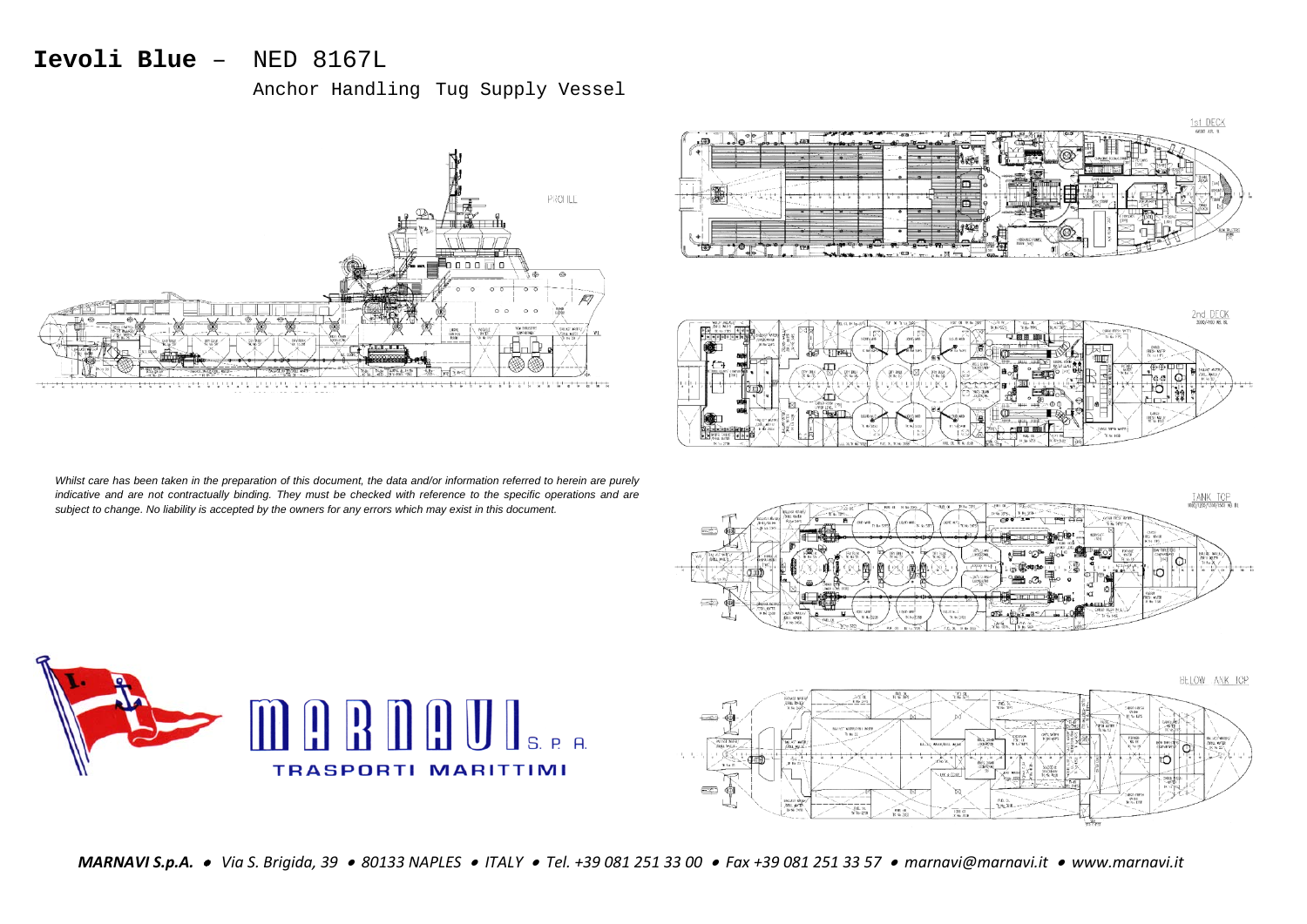# **Ievoli Blue** – NED 8167L

Anchor Handling Tug Supply Vessel

PROFILE

1st DECK

2nd DECK

TANK TOP

BELOW TANK TOP

*Whilst care has been taken in the preparation of this document, the data and/or information referred to herein are purely indicative and are not contractually binding. They must be checked with reference to the specific operations and are subject to change. No liability is accepted by the owners for any errors which may exist in this document.*

MARNAVI S.P.A.

TRASPORTI MARITTIMI

***MARNAVI S.p.A.*** *• Via S. Brigida, 39 • 80133 NAPLES • ITALY • Tel. +39 081 251 33 00 • Fax +39 081 251 33 57 • marnavi@marnavi.it • www.marnavi.it*